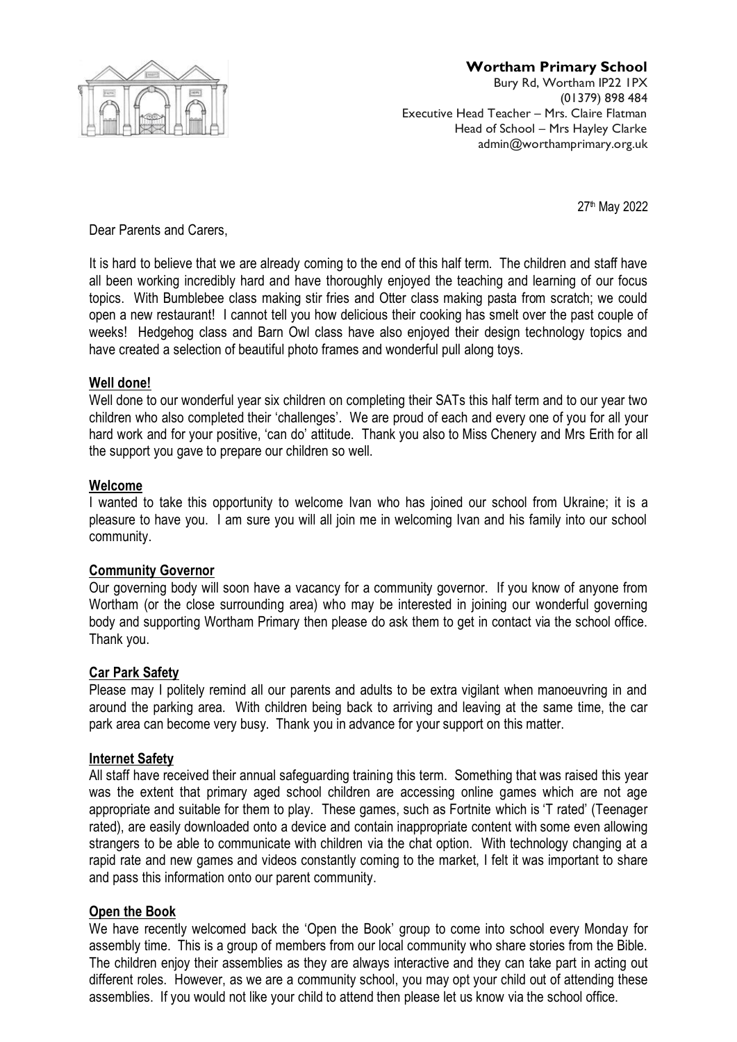**Wortham Primary School**
Bury Rd, Wortham IP22 1PX
(01379) 898 484
Executive Head Teacher – Mrs. Claire Flatman
Head of School – Mrs Hayley Clarke
admin@worthamprimary.org.uk

27th May 2022

Dear Parents and Carers,

It is hard to believe that we are already coming to the end of this half term. The children and staff have all been working incredibly hard and have thoroughly enjoyed the teaching and learning of our focus topics. With Bumblebee class making stir fries and Otter class making pasta from scratch; we could open a new restaurant! I cannot tell you how delicious their cooking has smelt over the past couple of weeks! Hedgehog class and Barn Owl class have also enjoyed their design technology topics and have created a selection of beautiful photo frames and wonderful pull along toys.

**Well done!**

Well done to our wonderful year six children on completing their SATs this half term and to our year two children who also completed their 'challenges'. We are proud of each and every one of you for all your hard work and for your positive, 'can do' attitude. Thank you also to Miss Chenery and Mrs Erith for all the support you gave to prepare our children so well.

**Welcome**

I wanted to take this opportunity to welcome Ivan who has joined our school from Ukraine; it is a pleasure to have you. I am sure you will all join me in welcoming Ivan and his family into our school community.

**Community Governor**

Our governing body will soon have a vacancy for a community governor. If you know of anyone from Wortham (or the close surrounding area) who may be interested in joining our wonderful governing body and supporting Wortham Primary then please do ask them to get in contact via the school office. Thank you.

**Car Park Safety**

Please may I politely remind all our parents and adults to be extra vigilant when manoeuvring in and around the parking area. With children being back to arriving and leaving at the same time, the car park area can become very busy. Thank you in advance for your support on this matter.

**Internet Safety**

All staff have received their annual safeguarding training this term. Something that was raised this year was the extent that primary aged school children are accessing online games which are not age appropriate and suitable for them to play. These games, such as Fortnite which is 'T rated' (Teenager rated), are easily downloaded onto a device and contain inappropriate content with some even allowing strangers to be able to communicate with children via the chat option. With technology changing at a rapid rate and new games and videos constantly coming to the market, I felt it was important to share and pass this information onto our parent community.

**Open the Book**

We have recently welcomed back the 'Open the Book' group to come into school every Monday for assembly time. This is a group of members from our local community who share stories from the Bible. The children enjoy their assemblies as they are always interactive and they can take part in acting out different roles. However, as we are a community school, you may opt your child out of attending these assemblies. If you would not like your child to attend then please let us know via the school office.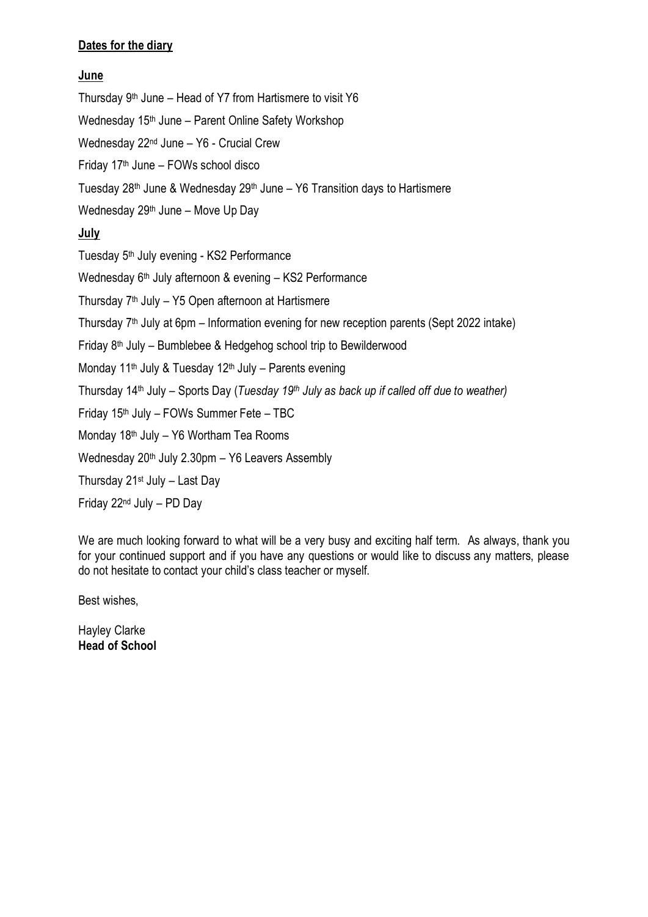**Dates for the diary**

**June**

Thursday 9th June – Head of Y7 from Hartismere to visit Y6

Wednesday 15th June – Parent Online Safety Workshop

Wednesday 22nd June – Y6 - Crucial Crew

Friday 17th June – FOWs school disco

Tuesday 28th June & Wednesday 29th June – Y6 Transition days to Hartismere

Wednesday 29th June – Move Up Day

**July**

Tuesday 5th July evening - KS2 Performance

Wednesday 6th July afternoon & evening – KS2 Performance

Thursday 7th July – Y5 Open afternoon at Hartismere

Thursday 7th July at 6pm – Information evening for new reception parents (Sept 2022 intake)

Friday 8th July – Bumblebee & Hedgehog school trip to Bewilderwood

Monday 11th July & Tuesday 12th July – Parents evening

Thursday 14th July – Sports Day (*Tuesday 19th July as back up if called off due to weather)*

Friday 15th July – FOWs Summer Fete – TBC

Monday 18th July – Y6 Wortham Tea Rooms

Wednesday 20th July 2.30pm – Y6 Leavers Assembly

Thursday 21st July – Last Day

Friday 22nd July – PD Day

We are much looking forward to what will be a very busy and exciting half term. As always, thank you for your continued support and if you have any questions or would like to discuss any matters, please do not hesitate to contact your child's class teacher or myself.

Best wishes,

Hayley Clarke
**Head of School**